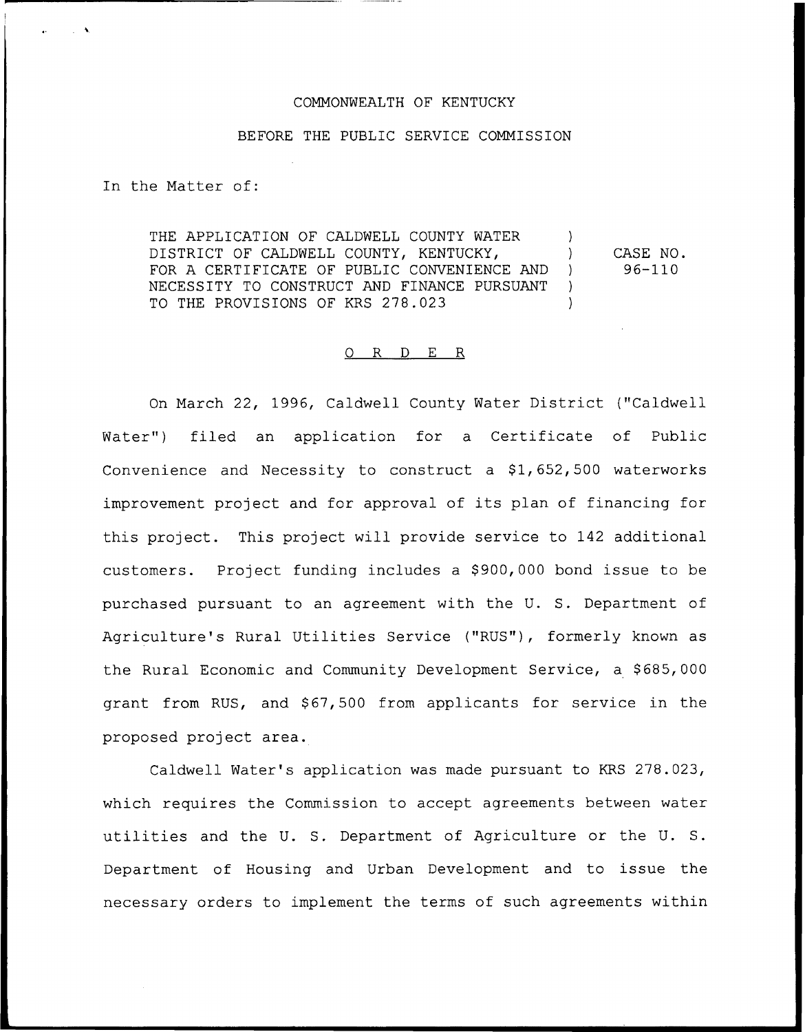COMMONWEALTH OF KENTUCKY

BEFORE THE PUBLIC SERVICE COMMISSION

In the Matter of:

THE APPLICATION OF CALDWELL COUNTY WATER DISTRICT OF CALDWELL COUNTY, KENTUCKY, FOR A CERTIFICATE OF PUBLIC CONVENIENCE AND NECESSITY TO CONSTRUCT AND FINANCE PURSUANT TO THE PROVISIONS OF KRS 278.023 ) CASE NO. 96-110

O R D E R

On March 22, 1996, Caldwell County Water District ("Caldwell Water") filed an application for a Certificate of Public Convenience and Necessity to construct a $1,652,500 waterworks improvement project and for approval of its plan of financing for this project. This project will provide service to 142 additional customers. Project funding includes a $900,000 bond issue to be purchased pursuant to an agreement with the U. S. Department of Agriculture's Rural Utilities Service ("RUS"), formerly known as the Rural Economic and Community Development Service, a $685,000 grant from RUS, and $67,500 from applicants for service in the proposed project area.

Caldwell Water's application was made pursuant to KRS 278.023, which requires the Commission to accept agreements between water utilities and the U. S. Department of Agriculture or the U. S. Department of Housing and Urban Development and to issue the necessary orders to implement the terms of such agreements within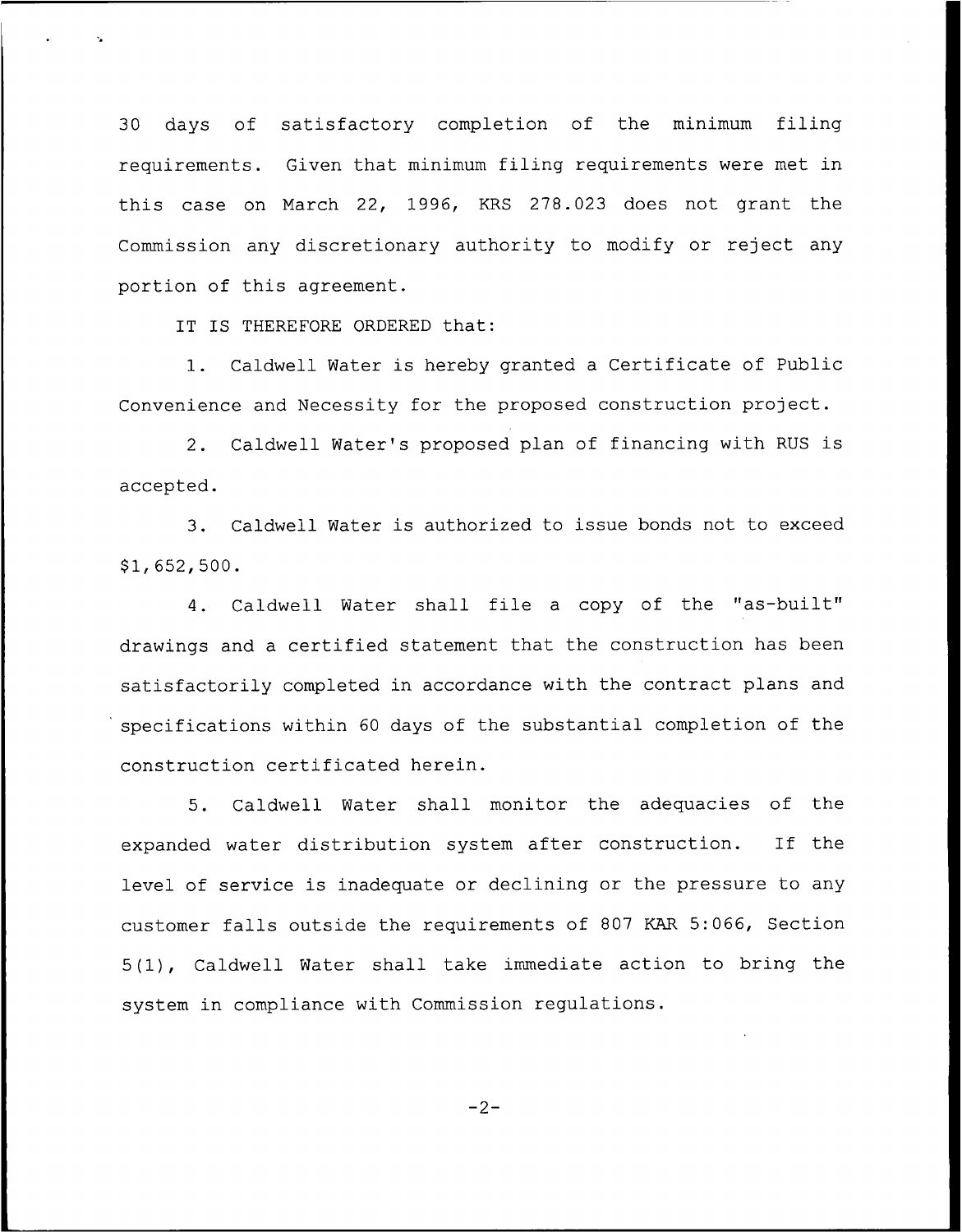30 days of satisfactory completion of the minimum filing requirements. Given that minimum filing requirements were met in this case on March 22, 1996, KRS 278.023 does not grant the Commission any discretionary authority to modify or reject any portion of this agreement.

IT IS THEREFORE ORDERED that:

1. Caldwell Water is hereby granted a Certificate of Public Convenience and Necessity for the proposed construction project.

2. Caldwell Water's proposed plan of financing with RUS is accepted.

3. Caldwell Water is authorized to issue bonds not to exceed $1,652,500.

4. Caldwell Water shall file a copy of the "as-built" drawings and a certified statement that the construction has been satisfactorily completed in accordance with the contract plans and specifications within 60 days of the substantial completion of the construction certificated herein.

5. Caldwell Water shall monitor the adequacies of the expanded water distribution system after construction. If the level of service is inadequate or declining or the pressure to any customer falls outside the requirements of 807 KAR 5:066, Section 5(1), Caldwell Water shall take immediate action to bring the system in compliance with Commission regulations.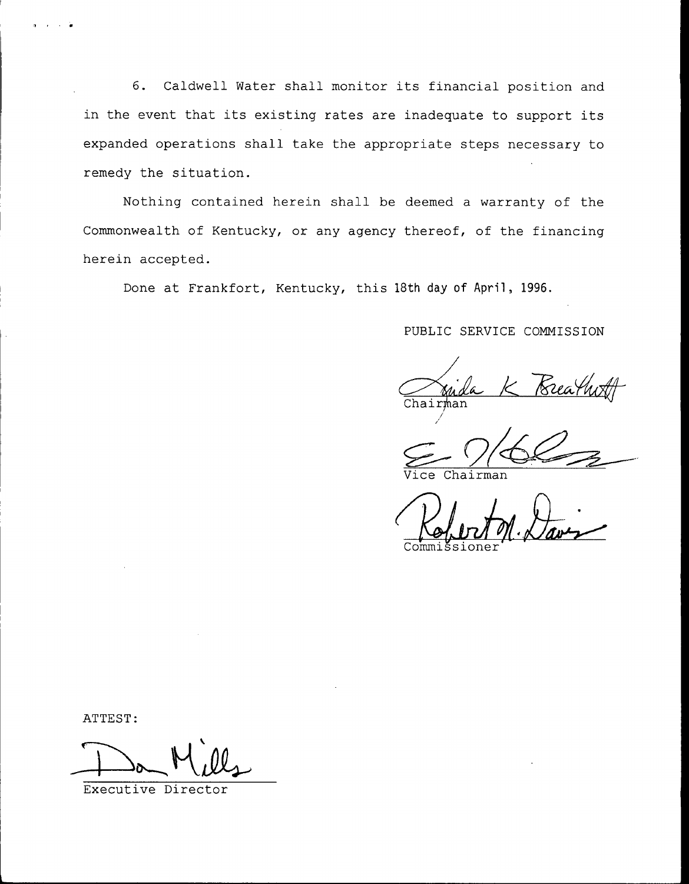6. Caldwell Water shall monitor its financial position and in the event that its existing rates are inadequate to support its expanded operations shall take the appropriate steps necessary to remedy the situation.

Nothing contained herein shall be deemed a warranty of the Commonwealth of Kentucky, or any agency thereof, of the financing herein accepted.

Done at Frankfort, Kentucky, this 18th day of April, 1996.

PUBLIC SERVICE COMMISSION

Linda K. Breathitt
Chairman

Vice Chairman

Robert M. Davis
Commissioner

ATTEST:

Don Mills
Executive Director